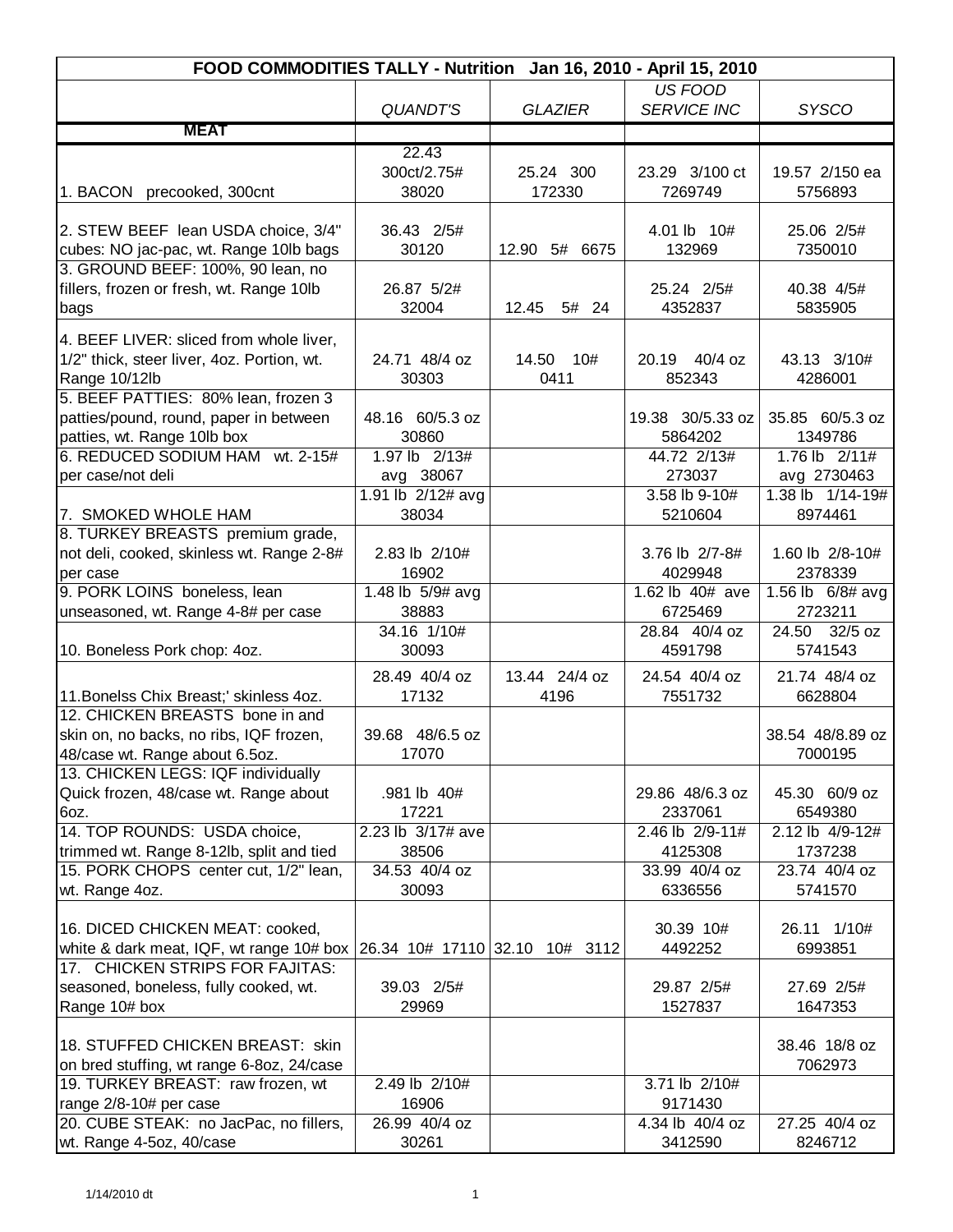| FOOD COMMODITIES TALLY - Nutrition Jan 16, 2010 - April 15, 2010 | | | | |
|---|---|---|---|---|
| | *QUANDT'S* | *GLAZIER* | *US FOOD SERVICE INC* | *SYSCO* |
| **MEAT** | | | | |
| 1. BACON precooked, 300cnt | 22.43 300ct/2.75# 38020 | 25.24 300 172330 | 23.29 3/100 ct 7269749 | 19.57 2/150 ea 5756893 |
| 2. STEW BEEF lean USDA choice, 3/4" cubes: NO jac-pac, wt. Range 10lb bags | 36.43 2/5# 30120 | 12.90 5# 6675 | 4.01 lb 10# 132969 | 25.06 2/5# 7350010 |
| 3. GROUND BEEF: 100%, 90 lean, no fillers, frozen or fresh, wt. Range 10lb bags | 26.87 5/2# 32004 | 12.45 5# 24 | 25.24 2/5# 4352837 | 40.38 4/5# 5835905 |
| 4. BEEF LIVER: sliced from whole liver, 1/2" thick, steer liver, 4oz. Portion, wt. Range 10/12lb | 24.71 48/4 oz 30303 | 14.50 10# 0411 | 20.19 40/4 oz 852343 | 43.13 3/10# 4286001 |
| 5. BEEF PATTIES: 80% lean, frozen 3 patties/pound, round, paper in between patties, wt. Range 10lb box | 48.16 60/5.3 oz 30860 | | 19.38 30/5.33 oz 5864202 | 35.85 60/5.3 oz 1349786 |
| 6. REDUCED SODIUM HAM wt. 2-15# per case/not deli | 1.97 lb 2/13# avg 38067 | | 44.72 2/13# 273037 | 1.76 lb 2/11# avg 2730463 |
| 7. SMOKED WHOLE HAM | 1.91 lb 2/12# avg 38034 | | 3.58 lb 9-10# 5210604 | 1.38 lb 1/14-19# 8974461 |
| 8. TURKEY BREASTS premium grade, not deli, cooked, skinless wt. Range 2-8# per case | 2.83 lb 2/10# 16902 | | 3.76 lb 2/7-8# 4029948 | 1.60 lb 2/8-10# 2378339 |
| 9. PORK LOINS boneless, lean unseasoned, wt. Range 4-8# per case | 1.48 lb 5/9# avg 38883 | | 1.62 lb 40# ave 6725469 | 1.56 lb 6/8# avg 2723211 |
| 10. Boneless Pork chop: 4oz. | 34.16 1/10# 30093 | | 28.84 40/4 oz 4591798 | 24.50 32/5 oz 5741543 |
| 11.Bonelss Chix Breast;' skinless 4oz. | 28.49 40/4 oz 17132 | 13.44 24/4 oz 4196 | 24.54 40/4 oz 7551732 | 21.74 48/4 oz 6628804 |
| 12. CHICKEN BREASTS bone in and skin on, no backs, no ribs, IQF frozen, 48/case wt. Range about 6.5oz. | 39.68 48/6.5 oz 17070 | | | 38.54 48/8.89 oz 7000195 |
| 13. CHICKEN LEGS: IQF individually Quick frozen, 48/case wt. Range about 6oz. | .981 lb 40# 17221 | | 29.86 48/6.3 oz 2337061 | 45.30 60/9 oz 6549380 |
| 14. TOP ROUNDS: USDA choice, trimmed wt. Range 8-12lb, split and tied | 2.23 lb 3/17# ave 38506 | | 2.46 lb 2/9-11# 4125308 | 2.12 lb 4/9-12# 1737238 |
| 15. PORK CHOPS center cut, 1/2" lean, wt. Range 4oz. | 34.53 40/4 oz 30093 | | 33.99 40/4 oz 6336556 | 23.74 40/4 oz 5741570 |
| 16. DICED CHICKEN MEAT: cooked, white & dark meat, IQF, wt range 10# box | 26.34 10# 17110 | 32.10 10# 3112 | 30.39 10# 4492252 | 26.11 1/10# 6993851 |
| 17. CHICKEN STRIPS FOR FAJITAS: seasoned, boneless, fully cooked, wt. Range 10# box | 39.03 2/5# 29969 | | 29.87 2/5# 1527837 | 27.69 2/5# 1647353 |
| 18. STUFFED CHICKEN BREAST: skin on bred stuffing, wt range 6-8oz, 24/case | | | | 38.46 18/8 oz 7062973 |
| 19. TURKEY BREAST: raw frozen, wt range 2/8-10# per case | 2.49 lb 2/10# 16906 | | 3.71 lb 2/10# 9171430 | |
| 20. CUBE STEAK: no JacPac, no fillers, wt. Range 4-5oz, 40/case | 26.99 40/4 oz 30261 | | 4.34 lb 40/4 oz 3412590 | 27.25 40/4 oz 8246712 |

1/14/2010 dt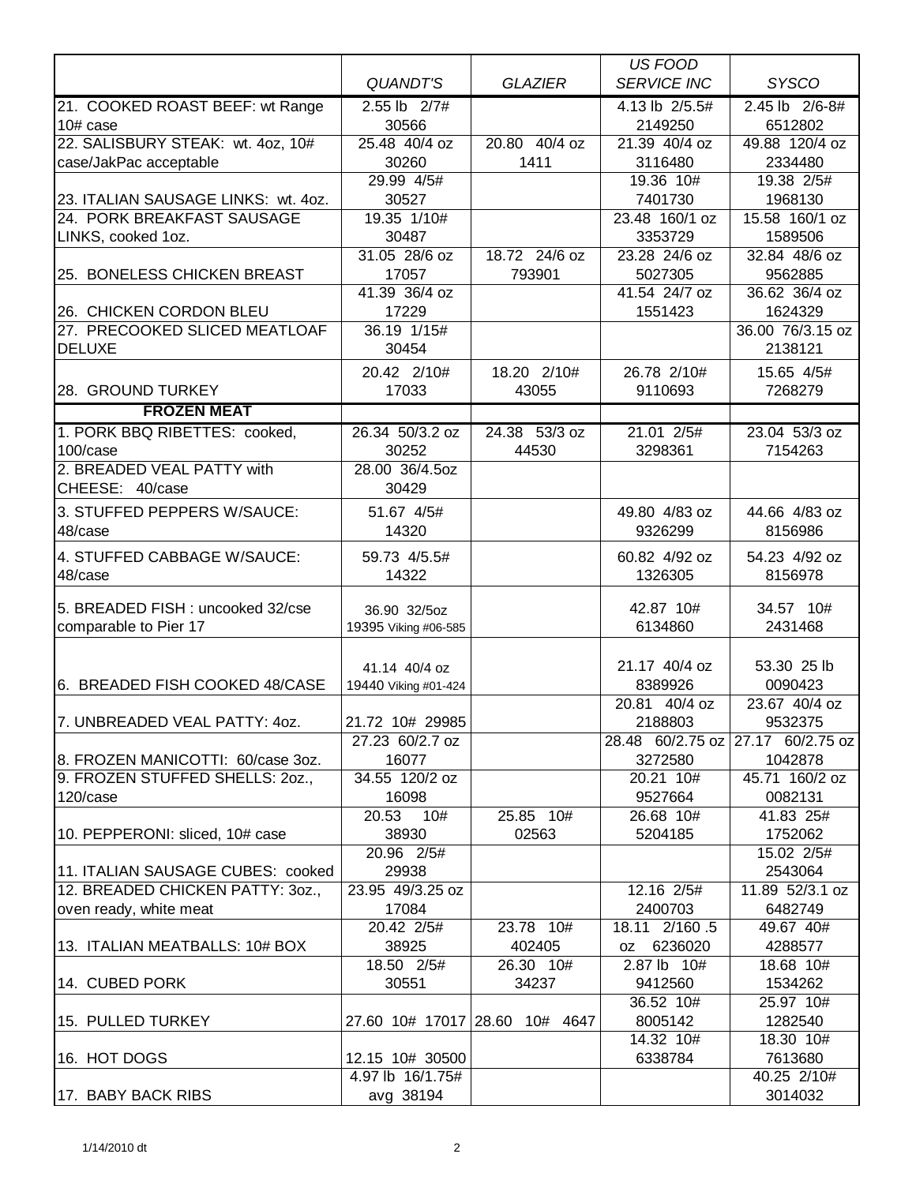| | QUANDT'S | GLAZIER | US FOOD SERVICE INC | SYSCO |
|---|---|---|---|---|
| 21. COOKED ROAST BEEF: wt Range 10# case | 2.55 lb 2/7# 30566 | | 4.13 lb 2/5.5# 2149250 | 2.45 lb 2/6-8# 6512802 |
| 22. SALISBURY STEAK: wt. 4oz, 10# case/JakPac acceptable | 25.48 40/4 oz 30260 | 20.80 40/4 oz 1411 | 21.39 40/4 oz 3116480 | 49.88 120/4 oz 2334480 |
| 23. ITALIAN SAUSAGE LINKS: wt. 4oz. | 29.99 4/5# 30527 | | 19.36 10# 7401730 | 19.38 2/5# 1968130 |
| 24. PORK BREAKFAST SAUSAGE LINKS, cooked 1oz. | 19.35 1/10# 30487 | | 23.48 160/1 oz 3353729 | 15.58 160/1 oz 1589506 |
| 25. BONELESS CHICKEN BREAST | 31.05 28/6 oz 17057 | 18.72 24/6 oz 793901 | 23.28 24/6 oz 5027305 | 32.84 48/6 oz 9562885 |
| 26. CHICKEN CORDON BLEU | 41.39 36/4 oz 17229 | | 41.54 24/7 oz 1551423 | 36.62 36/4 oz 1624329 |
| 27. PRECOOKED SLICED MEATLOAF DELUXE | 36.19 1/15# 30454 | | | 36.00 76/3.15 oz 2138121 |
| 28. GROUND TURKEY | 20.42 2/10# 17033 | 18.20 2/10# 43055 | 26.78 2/10# 9110693 | 15.65 4/5# 7268279 |
| **FROZEN MEAT** | | | | |
| 1. PORK BBQ RIBETTES: cooked, 100/case | 26.34 50/3.2 oz 30252 | 24.38 53/3 oz 44530 | 21.01 2/5# 3298361 | 23.04 53/3 oz 7154263 |
| 2. BREADED VEAL PATTY with CHEESE: 40/case | 28.00 36/4.5oz 30429 | | | |
| 3. STUFFED PEPPERS W/SAUCE: 48/case | 51.67 4/5# 14320 | | 49.80 4/83 oz 9326299 | 44.66 4/83 oz 8156986 |
| 4. STUFFED CABBAGE W/SAUCE: 48/case | 59.73 4/5.5# 14322 | | 60.82 4/92 oz 1326305 | 54.23 4/92 oz 8156978 |
| 5. BREADED FISH : uncooked 32/cse comparable to Pier 17 | 36.90 32/5oz 19395 Viking #06-585 | | 42.87 10# 6134860 | 34.57 10# 2431468 |
| 6. BREADED FISH COOKED 48/CASE | 41.14 40/4 oz 19440 Viking #01-424 | | 21.17 40/4 oz 8389926 | 53.30 25 lb 0090423 |
| 7. UNBREADED VEAL PATTY: 4oz. | 21.72 10# 29985 | | 20.81 40/4 oz 2188803 | 23.67 40/4 oz 9532375 |
| 8. FROZEN MANICOTTI: 60/case 3oz. | 27.23 60/2.7 oz 16077 | | 28.48 60/2.75 oz 3272580 | 27.17 60/2.75 oz 1042878 |
| 9. FROZEN STUFFED SHELLS: 2oz., 120/case | 34.55 120/2 oz 16098 | | 20.21 10# 9527664 | 45.71 160/2 oz 0082131 |
| 10. PEPPERONI: sliced, 10# case | 20.53 10# 38930 | 25.85 10# 02563 | 26.68 10# 5204185 | 41.83 25# 1752062 |
| 11. ITALIAN SAUSAGE CUBES: cooked | 20.96 2/5# 29938 | | | 15.02 2/5# 2543064 |
| 12. BREADED CHICKEN PATTY: 3oz., oven ready, white meat | 23.95 49/3.25 oz 17084 | | 12.16 2/5# 2400703 | 11.89 52/3.1 oz 6482749 |
| 13. ITALIAN MEATBALLS: 10# BOX | 20.42 2/5# 38925 | 23.78 10# 402405 | 18.11 2/160 .5 oz 6236020 | 49.67 40# 4288577 |
| 14. CUBED PORK | 18.50 2/5# 30551 | 26.30 10# 34237 | 2.87 lb 10# 9412560 | 18.68 10# 1534262 |
| 15. PULLED TURKEY | 27.60 10# 17017 | 28.60 10# 4647 | 36.52 10# 8005142 | 25.97 10# 1282540 |
| 16. HOT DOGS | 12.15 10# 30500 | | 14.32 10# 6338784 | 18.30 10# 7613680 |
| 17. BABY BACK RIBS | 4.97 lb 16/1.75# avg 38194 | | | 40.25 2/10# 3014032 |

1/14/2010 dt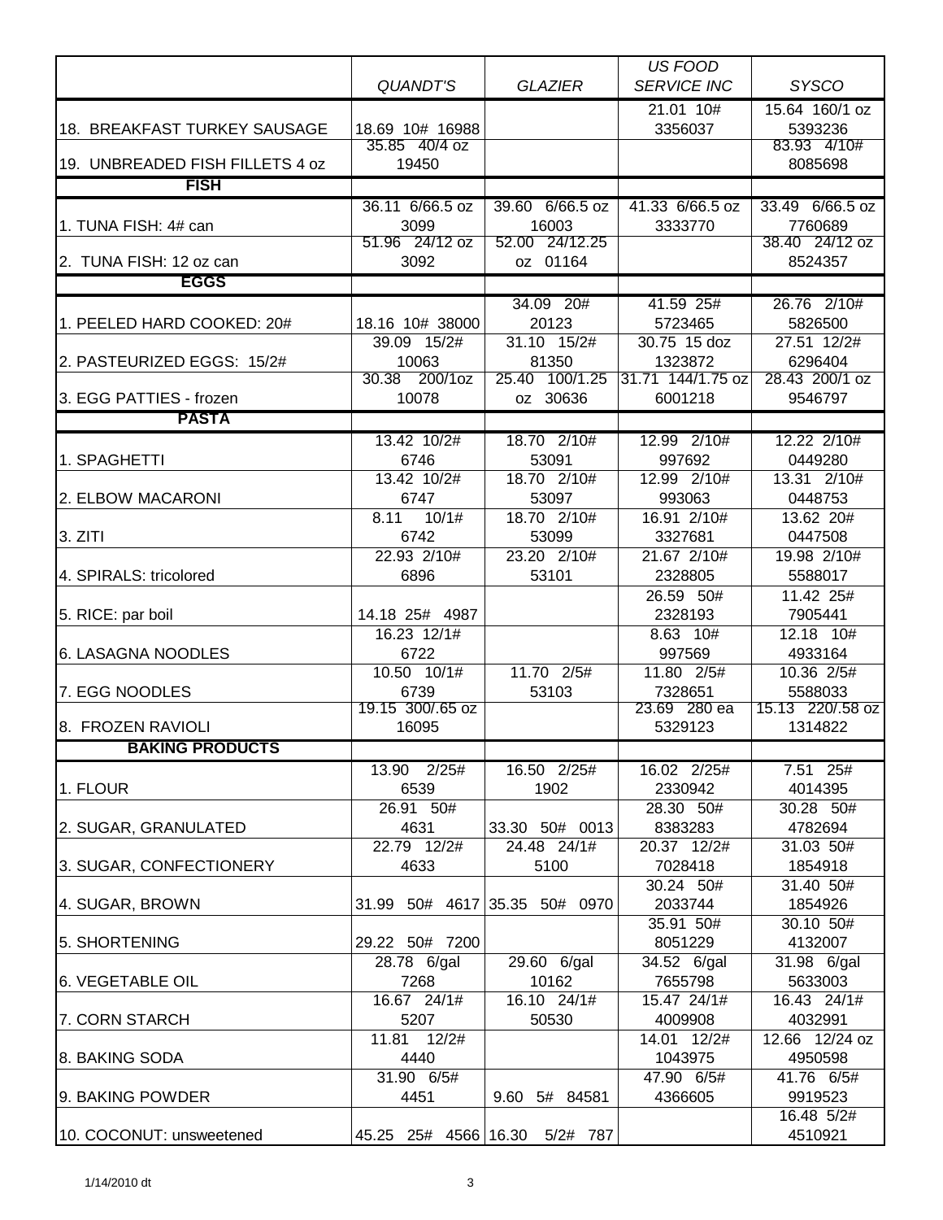| | *QUANDT'S* | *GLAZIER* | *US FOOD SERVICE INC* | *SYSCO* |
|---|---|---|---|---|
| 18. BREAKFAST TURKEY SAUSAGE | 18.69 10# 16988 | | 21.01 10# 3356037 | 15.64 160/1 oz 5393236 |
| 19. UNBREADED FISH FILLETS 4 oz | 35.85 40/4 oz 19450 | | | 83.93 4/10# 8085698 |
| **FISH** | | | | |
| 1. TUNA FISH: 4# can | 36.11 6/66.5 oz 3099 | 39.60 6/66.5 oz 16003 | 41.33 6/66.5 oz 3333770 | 33.49 6/66.5 oz 7760689 |
| 2. TUNA FISH: 12 oz can | 51.96 24/12 oz 3092 | 52.00 24/12.25 oz 01164 | | 38.40 24/12 oz 8524357 |
| **EGGS** | | | | |
| 1. PEELED HARD COOKED: 20# | 18.16 10# 38000 | 34.09 20# 20123 | 41.59 25# 5723465 | 26.76 2/10# 5826500 |
| 2. PASTEURIZED EGGS: 15/2# | 39.09 15/2# 10063 | 31.10 15/2# 81350 | 30.75 15 doz 1323872 | 27.51 12/2# 6296404 |
| 3. EGG PATTIES - frozen | 30.38 200/1oz 10078 | 25.40 100/1.25 oz 30636 | 31.71 144/1.75 oz 6001218 | 28.43 200/1 oz 9546797 |
| **PASTA** | | | | |
| 1. SPAGHETTI | 13.42 10/2# 6746 | 18.70 2/10# 53091 | 12.99 2/10# 997692 | 12.22 2/10# 0449280 |
| 2. ELBOW MACARONI | 13.42 10/2# 6747 | 18.70 2/10# 53097 | 12.99 2/10# 993063 | 13.31 2/10# 0448753 |
| 3. ZITI | 8.11 10/1# 6742 | 18.70 2/10# 53099 | 16.91 2/10# 3327681 | 13.62 20# 0447508 |
| 4. SPIRALS: tricolored | 22.93 2/10# 6896 | 23.20 2/10# 53101 | 21.67 2/10# 2328805 | 19.98 2/10# 5588017 |
| 5. RICE: par boil | 14.18 25# 4987 | | 26.59 50# 2328193 | 11.42 25# 7905441 |
| 6. LASAGNA NOODLES | 16.23 12/1# 6722 | | 8.63 10# 997569 | 12.18 10# 4933164 |
| 7. EGG NOODLES | 10.50 10/1# 6739 | 11.70 2/5# 53103 | 11.80 2/5# 7328651 | 10.36 2/5# 5588033 |
| 8. FROZEN RAVIOLI | 19.15 300/.65 oz 16095 | | 23.69 280 ea 5329123 | 15.13 220/.58 oz 1314822 |
| **BAKING PRODUCTS** | | | | |
| 1. FLOUR | 13.90 2/25# 6539 | 16.50 2/25# 1902 | 16.02 2/25# 2330942 | 7.51 25# 4014395 |
| 2. SUGAR, GRANULATED | 26.91 50# 4631 | 33.30 50# 0013 | 28.30 50# 8383283 | 30.28 50# 4782694 |
| 3. SUGAR, CONFECTIONERY | 22.79 12/2# 4633 | 24.48 24/1# 5100 | 20.37 12/2# 7028418 | 31.03 50# 1854918 |
| 4. SUGAR, BROWN | 31.99 50# 4617 | 35.35 50# 0970 | 30.24 50# 2033744 | 31.40 50# 1854926 |
| 5. SHORTENING | 29.22 50# 7200 | | 35.91 50# 8051229 | 30.10 50# 4132007 |
| 6. VEGETABLE OIL | 28.78 6/gal 7268 | 29.60 6/gal 10162 | 34.52 6/gal 7655798 | 31.98 6/gal 5633003 |
| 7. CORN STARCH | 16.67 24/1# 5207 | 16.10 24/1# 50530 | 15.47 24/1# 4009908 | 16.43 24/1# 4032991 |
| 8. BAKING SODA | 11.81 12/2# 4440 | | 14.01 12/2# 1043975 | 12.66 12/24 oz 4950598 |
| 9. BAKING POWDER | 31.90 6/5# 4451 | 9.60 5# 84581 | 47.90 6/5# 4366605 | 41.76 6/5# 9919523 |
| 10. COCONUT: unsweetened | 45.25 25# 4566 | 16.30 5/2# 787 | | 16.48 5/2# 4510921 |

1/14/2010 dt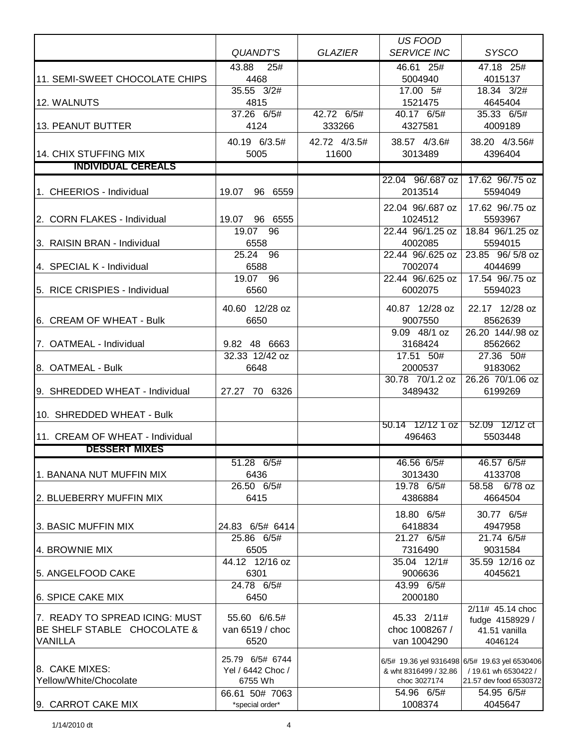| | *QUANDT'S* | *GLAZIER* | *US FOOD SERVICE INC* | *SYSCO* |
|---|---|---|---|---|
| 11. SEMI-SWEET CHOCOLATE CHIPS | 43.88 25# 4468 | | 46.61 25# 5004940 | 47.18 25# 4015137 |
| 12. WALNUTS | 35.55 3/2# 4815 | | 17.00 5# 1521475 | 18.34 3/2# 4645404 |
| 13. PEANUT BUTTER | 37.26 6/5# 4124 | 42.72 6/5# 333266 | 40.17 6/5# 4327581 | 35.33 6/5# 4009189 |
| 14. CHIX STUFFING MIX | 40.19 6/3.5# 5005 | 42.72 4/3.5# 11600 | 38.57 4/3.6# 3013489 | 38.20 4/3.56# 4396404 |
| **INDIVIDUAL CEREALS** | | | | |
| 1. CHEERIOS - Individual | 19.07 96 6559 | | 22.04 96/.687 oz 2013514 | 17.62 96/.75 oz 5594049 |
| 2. CORN FLAKES - Individual | 19.07 96 6555 | | 22.04 96/.687 oz 1024512 | 17.62 96/.75 oz 5593967 |
| 3. RAISIN BRAN - Individual | 19.07 96 6558 | | 22.44 96/1.25 oz 4002085 | 18.84 96/1.25 oz 5594015 |
| 4. SPECIAL K - Individual | 25.24 96 6588 | | 22.44 96/.625 oz 7002074 | 23.85 96/ 5/8 oz 4044699 |
| 5. RICE CRISPIES - Individual | 19.07 96 6560 | | 22.44 96/.625 oz 6002075 | 17.54 96/.75 oz 5594023 |
| 6. CREAM OF WHEAT - Bulk | 40.60 12/28 oz 6650 | | 40.87 12/28 oz 9007550 | 22.17 12/28 oz 8562639 |
| 7. OATMEAL - Individual | 9.82 48 6663 | | 9.09 48/1 oz 3168424 | 26.20 144/.98 oz 8562662 |
| 8. OATMEAL - Bulk | 32.33 12/42 oz 6648 | | 17.51 50# 2000537 | 27.36 50# 9183062 |
| 9. SHREDDED WHEAT - Individual | 27.27 70 6326 | | 30.78 70/1.2 oz 3489432 | 26.26 70/1.06 oz 6199269 |
| 10. SHREDDED WHEAT - Bulk | | | | |
| 11. CREAM OF WHEAT - Individual | | | 50.14 12/12 1 oz 496463 | 52.09 12/12 ct 5503448 |
| **DESSERT MIXES** | | | | |
| 1. BANANA NUT MUFFIN MIX | 51.28 6/5# 6436 | | 46.56 6/5# 3013430 | 46.57 6/5# 4133708 |
| 2. BLUEBERRY MUFFIN MIX | 26.50 6/5# 6415 | | 19.78 6/5# 4386884 | 58.58 6/78 oz 4664504 |
| 3. BASIC MUFFIN MIX | 24.83 6/5# 6414 | | 18.80 6/5# 6418834 | 30.77 6/5# 4947958 |
| 4. BROWNIE MIX | 25.86 6/5# 6505 | | 21.27 6/5# 7316490 | 21.74 6/5# 9031584 |
| 5. ANGELFOOD CAKE | 44.12 12/16 oz 6301 | | 35.04 12/1# 9006636 | 35.59 12/16 oz 4045621 |
| 6. SPICE CAKE MIX | 24.78 6/5# 6450 | | 43.99 6/5# 2000180 | |
| 7. READY TO SPREAD ICING: MUST BE SHELF STABLE CHOCOLATE & VANILLA | 55.60 6/6.5# van 6519 / choc 6520 | | 45.33 2/11# choc 1008267 / van 1004290 | 2/11# 45.14 choc fudge 4158929 / 41.51 vanilla 4046124 |
| 8. CAKE MIXES: Yellow/White/Chocolate | 25.79 6/5# 6744 Yel / 6442 Choc / 6755 Wh | | 6/5# 19.36 yel 9316498 & wht 8316499 / 32.86 choc 3027174 | 6/5# 19.63 yel 6530406 / 19.61 wh 6530422 / 21.57 dev food 6530372 |
| 9. CARROT CAKE MIX | 66.61 50# 7063 *special order* | | 54.96 6/5# 1008374 | 54.95 6/5# 4045647 |

1/14/2010 dt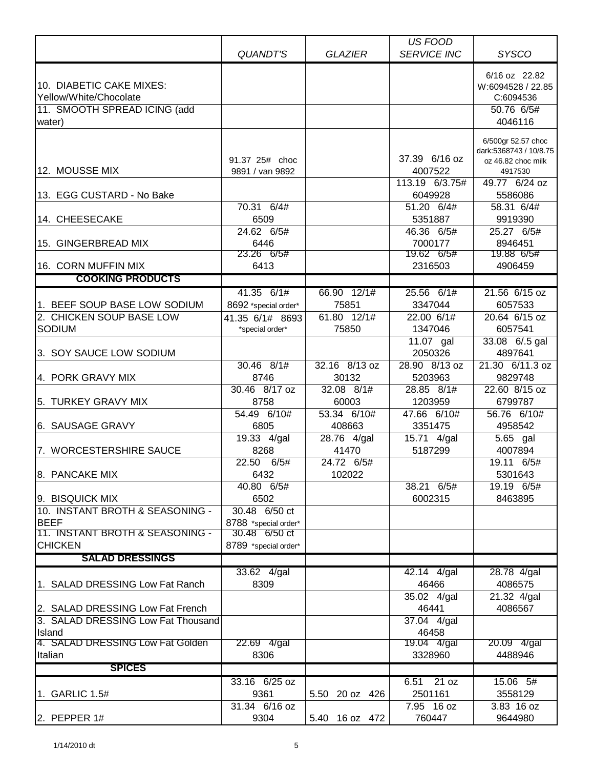| | *QUANDT'S* | *GLAZIER* | *US FOOD SERVICE INC* | *SYSCO* |
|---|---|---|---|---|
| 10. DIABETIC CAKE MIXES: Yellow/White/Chocolate | | | | 6/16 oz 22.82 W:6094528 / 22.85 C:6094536 |
| 11. SMOOTH SPREAD ICING (add water) | | | | 50.76 6/5# 4046116 |
| 12. MOUSSE MIX | 91.37 25# choc 9891 / van 9892 | | 37.39 6/16 oz 4007522 | 6/500gr 52.57 choc dark:5368743 / 10/8.75 oz 46.82 choc milk 4917530 |
| 13. EGG CUSTARD - No Bake | | | 113.19 6/3.75# 6049928 | 49.77 6/24 oz 5586086 |
| 14. CHEESECAKE | 70.31 6/4# 6509 | | 51.20 6/4# 5351887 | 58.31 6/4# 9919390 |
| 15. GINGERBREAD MIX | 24.62 6/5# 6446 | | 46.36 6/5# 7000177 | 25.27 6/5# 8946451 |
| 16. CORN MUFFIN MIX | 23.26 6/5# 6413 | | 19.62 6/5# 2316503 | 19.88 6/5# 4906459 |
| **COOKING PRODUCTS** | | | | |
| 1. BEEF SOUP BASE LOW SODIUM | 41.35 6/1# 8692 *special order* | 66.90 12/1# 75851 | 25.56 6/1# 3347044 | 21.56 6/15 oz 6057533 |
| 2. CHICKEN SOUP BASE LOW SODIUM | 41.35 6/1# 8693 *special order* | 61.80 12/1# 75850 | 22.00 6/1# 1347046 | 20.64 6/15 oz 6057541 |
| 3. SOY SAUCE LOW SODIUM | | | 11.07 gal 2050326 | 33.08 6/.5 gal 4897641 |
| 4. PORK GRAVY MIX | 30.46 8/1# 8746 | 32.16 8/13 oz 30132 | 28.90 8/13 oz 5203963 | 21.30 6/11.3 oz 9829748 |
| 5. TURKEY GRAVY MIX | 30.46 8/17 oz 8758 | 32.08 8/1# 60003 | 28.85 8/1# 1203959 | 22.60 8/15 oz 6799787 |
| 6. SAUSAGE GRAVY | 54.49 6/10# 6805 | 53.34 6/10# 408663 | 47.66 6/10# 3351475 | 56.76 6/10# 4958542 |
| 7. WORCESTERSHIRE SAUCE | 19.33 4/gal 8268 | 28.76 4/gal 41470 | 15.71 4/gal 5187299 | 5.65 gal 4007894 |
| 8. PANCAKE MIX | 22.50 6/5# 6432 | 24.72 6/5# 102022 | | 19.11 6/5# 5301643 |
| 9. BISQUICK MIX | 40.80 6/5# 6502 | | 38.21 6/5# 6002315 | 19.19 6/5# 8463895 |
| 10. INSTANT BROTH & SEASONING - BEEF | 30.48 6/50 ct 8788 *special order* | | | |
| 11. INSTANT BROTH & SEASONING - CHICKEN | 30.48 6/50 ct 8789 *special order* | | | |
| **SALAD DRESSINGS** | | | | |
| 1. SALAD DRESSING Low Fat Ranch | 33.62 4/gal 8309 | | 42.14 4/gal 46466 | 28.78 4/gal 4086575 |
| 2. SALAD DRESSING Low Fat French | | | 35.02 4/gal 46441 | 21.32 4/gal 4086567 |
| 3. SALAD DRESSING Low Fat Thousand Island | | | 37.04 4/gal 46458 | |
| 4. SALAD DRESSING Low Fat Golden Italian | 22.69 4/gal 8306 | | 19.04 4/gal 3328960 | 20.09 4/gal 4488946 |
| **SPICES** | | | | |
| 1. GARLIC 1.5# | 33.16 6/25 oz 9361 | 5.50 20 oz 426 | 6.51 21 oz 2501161 | 15.06 5# 3558129 |
| 2. PEPPER 1# | 31.34 6/16 oz 9304 | 5.40 16 oz 472 | 7.95 16 oz 760447 | 3.83 16 oz 9644980 |

1/14/2010 dt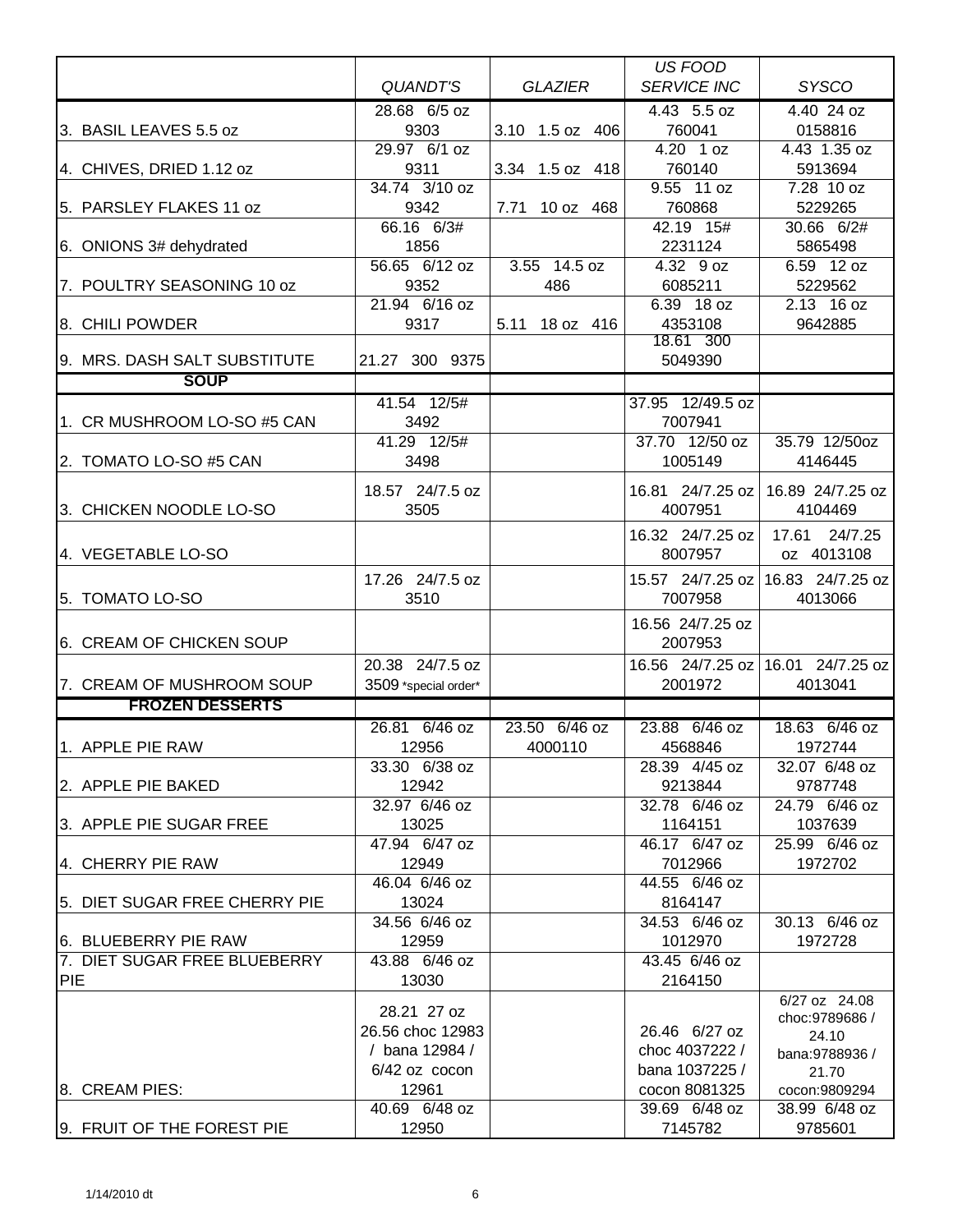| | *QUANDT'S* | *GLAZIER* | *US FOOD SERVICE INC* | *SYSCO* |
|---|---|---|---|---|
| 3. BASIL LEAVES 5.5 oz | 28.68 6/5 oz 9303 | 3.10 1.5 oz 406 | 4.43 5.5 oz 760041 | 4.40 24 oz 0158816 |
| 4. CHIVES, DRIED 1.12 oz | 29.97 6/1 oz 9311 | 3.34 1.5 oz 418 | 4.20 1 oz 760140 | 4.43 1.35 oz 5913694 |
| 5. PARSLEY FLAKES 11 oz | 34.74 3/10 oz 9342 | 7.71 10 oz 468 | 9.55 11 oz 760868 | 7.28 10 oz 5229265 |
| 6. ONIONS 3# dehydrated | 66.16 6/3# 1856 | | 42.19 15# 2231124 | 30.66 6/2# 5865498 |
| 7. POULTRY SEASONING 10 oz | 56.65 6/12 oz 9352 | 3.55 14.5 oz 486 | 4.32 9 oz 6085211 | 6.59 12 oz 5229562 |
| 8. CHILI POWDER | 21.94 6/16 oz 9317 | 5.11 18 oz 416 | 6.39 18 oz 4353108 | 2.13 16 oz 9642885 |
| 9. MRS. DASH SALT SUBSTITUTE | 21.27 300 9375 | | 18.61 300 5049390 | |
| **SOUP** | | | | |
| 1. CR MUSHROOM LO-SO #5 CAN | 41.54 12/5# 3492 | | 37.95 12/49.5 oz 7007941 | |
| 2. TOMATO LO-SO #5 CAN | 41.29 12/5# 3498 | | 37.70 12/50 oz 1005149 | 35.79 12/50oz 4146445 |
| 3. CHICKEN NOODLE LO-SO | 18.57 24/7.5 oz 3505 | | 16.81 24/7.25 oz 4007951 | 16.89 24/7.25 oz 4104469 |
| 4. VEGETABLE LO-SO | | | 16.32 24/7.25 oz 8007957 | 17.61 24/7.25 oz 4013108 |
| 5. TOMATO LO-SO | 17.26 24/7.5 oz 3510 | | 15.57 24/7.25 oz 7007958 | 16.83 24/7.25 oz 4013066 |
| 6. CREAM OF CHICKEN SOUP | | | 16.56 24/7.25 oz 2007953 | |
| 7. CREAM OF MUSHROOM SOUP | 20.38 24/7.5 oz 3509 *special order* | | 16.56 24/7.25 oz 2001972 | 16.01 24/7.25 oz 4013041 |
| **FROZEN DESSERTS** | | | | |
| 1. APPLE PIE RAW | 26.81 6/46 oz 12956 | 23.50 6/46 oz 4000110 | 23.88 6/46 oz 4568846 | 18.63 6/46 oz 1972744 |
| 2. APPLE PIE BAKED | 33.30 6/38 oz 12942 | | 28.39 4/45 oz 9213844 | 32.07 6/48 oz 9787748 |
| 3. APPLE PIE SUGAR FREE | 32.97 6/46 oz 13025 | | 32.78 6/46 oz 1164151 | 24.79 6/46 oz 1037639 |
| 4. CHERRY PIE RAW | 47.94 6/47 oz 12949 | | 46.17 6/47 oz 7012966 | 25.99 6/46 oz 1972702 |
| 5. DIET SUGAR FREE CHERRY PIE | 46.04 6/46 oz 13024 | | 44.55 6/46 oz 8164147 | |
| 6. BLUEBERRY PIE RAW | 34.56 6/46 oz 12959 | | 34.53 6/46 oz 1012970 | 30.13 6/46 oz 1972728 |
| 7. DIET SUGAR FREE BLUEBERRY PIE | 43.88 6/46 oz 13030 | | 43.45 6/46 oz 2164150 | |
| 8. CREAM PIES: | 28.21 27 oz 26.56 choc 12983 / bana 12984 / 6/42 oz cocon 12961 | | 26.46 6/27 oz choc 4037222 / bana 1037225 / cocon 8081325 | 6/27 oz 24.08 choc:9789686 / 24.10 bana:9788936 / 21.70 cocon:9809294 |
| 9. FRUIT OF THE FOREST PIE | 40.69 6/48 oz 12950 | | 39.69 6/48 oz 7145782 | 38.99 6/48 oz 9785601 |

1/14/2010 dt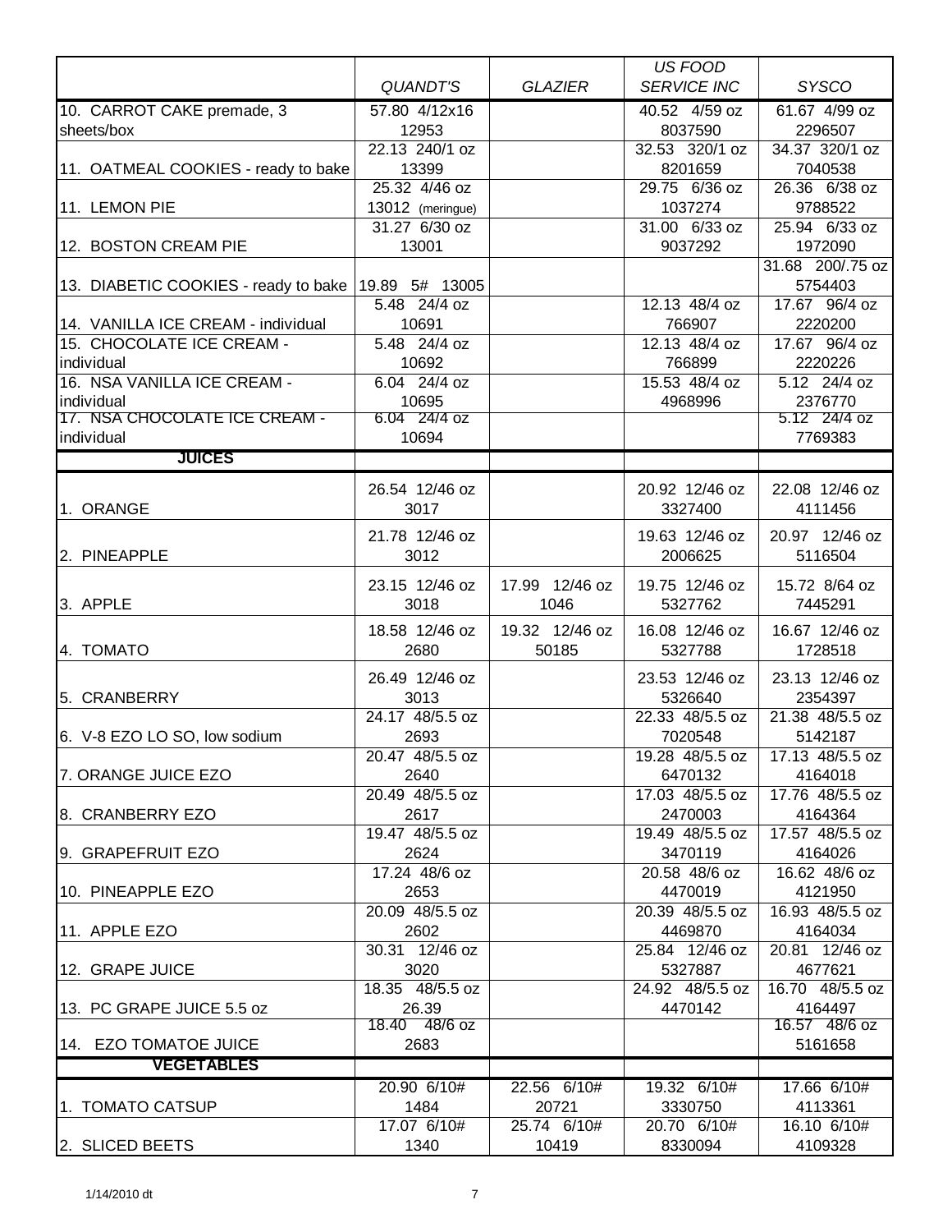| | QUANDT'S | GLAZIER | US FOOD SERVICE INC | SYSCO |
|---|---|---|---|---|
| 10. CARROT CAKE premade, 3 sheets/box | 57.80 4/12x16<br>12953 | | 40.52 4/59 oz<br>8037590 | 61.67 4/99 oz<br>2296507 |
| 11. OATMEAL COOKIES - ready to bake | 22.13 240/1 oz<br>13399 | | 32.53 320/1 oz<br>8201659 | 34.37 320/1 oz<br>7040538 |
| 11. LEMON PIE | 25.32 4/46 oz<br>13012 (meringue) | | 29.75 6/36 oz<br>1037274 | 26.36 6/38 oz<br>9788522 |
| 12. BOSTON CREAM PIE | 31.27 6/30 oz<br>13001 | | 31.00 6/33 oz<br>9037292 | 25.94 6/33 oz<br>1972090 |
| 13. DIABETIC COOKIES - ready to bake | 19.89 5# 13005 | | | 31.68 200/.75 oz<br>5754403 |
| 14. VANILLA ICE CREAM - individual | 5.48 24/4 oz<br>10691 | | 12.13 48/4 oz<br>766907 | 17.67 96/4 oz<br>2220200 |
| 15. CHOCOLATE ICE CREAM - individual | 5.48 24/4 oz<br>10692 | | 12.13 48/4 oz<br>766899 | 17.67 96/4 oz<br>2220226 |
| 16. NSA VANILLA ICE CREAM - individual | 6.04 24/4 oz<br>10695 | | 15.53 48/4 oz<br>4968996 | 5.12 24/4 oz<br>2376770 |
| 17. NSA CHOCOLATE ICE CREAM - individual | 6.04 24/4 oz<br>10694 | | | 5.12 24/4 oz<br>7769383 |
| **JUICES** | | | | |
| 1. ORANGE | 26.54 12/46 oz<br>3017 | | 20.92 12/46 oz<br>3327400 | 22.08 12/46 oz<br>4111456 |
| 2. PINEAPPLE | 21.78 12/46 oz<br>3012 | | 19.63 12/46 oz<br>2006625 | 20.97 12/46 oz<br>5116504 |
| 3. APPLE | 23.15 12/46 oz<br>3018 | 17.99 12/46 oz<br>1046 | 19.75 12/46 oz<br>5327762 | 15.72 8/64 oz<br>7445291 |
| 4. TOMATO | 18.58 12/46 oz<br>2680 | 19.32 12/46 oz<br>50185 | 16.08 12/46 oz<br>5327788 | 16.67 12/46 oz<br>1728518 |
| 5. CRANBERRY | 26.49 12/46 oz<br>3013 | | 23.53 12/46 oz<br>5326640 | 23.13 12/46 oz<br>2354397 |
| 6. V-8 EZO LO SO, low sodium | 24.17 48/5.5 oz<br>2693 | | 22.33 48/5.5 oz<br>7020548 | 21.38 48/5.5 oz<br>5142187 |
| 7. ORANGE JUICE EZO | 20.47 48/5.5 oz<br>2640 | | 19.28 48/5.5 oz<br>6470132 | 17.13 48/5.5 oz<br>4164018 |
| 8. CRANBERRY EZO | 20.49 48/5.5 oz<br>2617 | | 17.03 48/5.5 oz<br>2470003 | 17.76 48/5.5 oz<br>4164364 |
| 9. GRAPEFRUIT EZO | 19.47 48/5.5 oz<br>2624 | | 19.49 48/5.5 oz<br>3470119 | 17.57 48/5.5 oz<br>4164026 |
| 10. PINEAPPLE EZO | 17.24 48/6 oz<br>2653 | | 20.58 48/6 oz<br>4470019 | 16.62 48/6 oz<br>4121950 |
| 11. APPLE EZO | 20.09 48/5.5 oz<br>2602 | | 20.39 48/5.5 oz<br>4469870 | 16.93 48/5.5 oz<br>4164034 |
| 12. GRAPE JUICE | 30.31 12/46 oz<br>3020 | | 25.84 12/46 oz<br>5327887 | 20.81 12/46 oz<br>4677621 |
| 13. PC GRAPE JUICE 5.5 oz | 18.35 48/5.5 oz<br>26.39 | | 24.92 48/5.5 oz<br>4470142 | 16.70 48/5.5 oz<br>4164497 |
| 14. EZO TOMATOE JUICE | 18.40 48/6 oz<br>2683 | | | 16.57 48/6 oz<br>5161658 |
| **VEGETABLES** | | | | |
| 1. TOMATO CATSUP | 20.90 6/10#<br>1484 | 22.56 6/10#<br>20721 | 19.32 6/10#<br>3330750 | 17.66 6/10#<br>4113361 |
| 2. SLICED BEETS | 17.07 6/10#<br>1340 | 25.74 6/10#<br>10419 | 20.70 6/10#<br>8330094 | 16.10 6/10#<br>4109328 |

1/14/2010 dt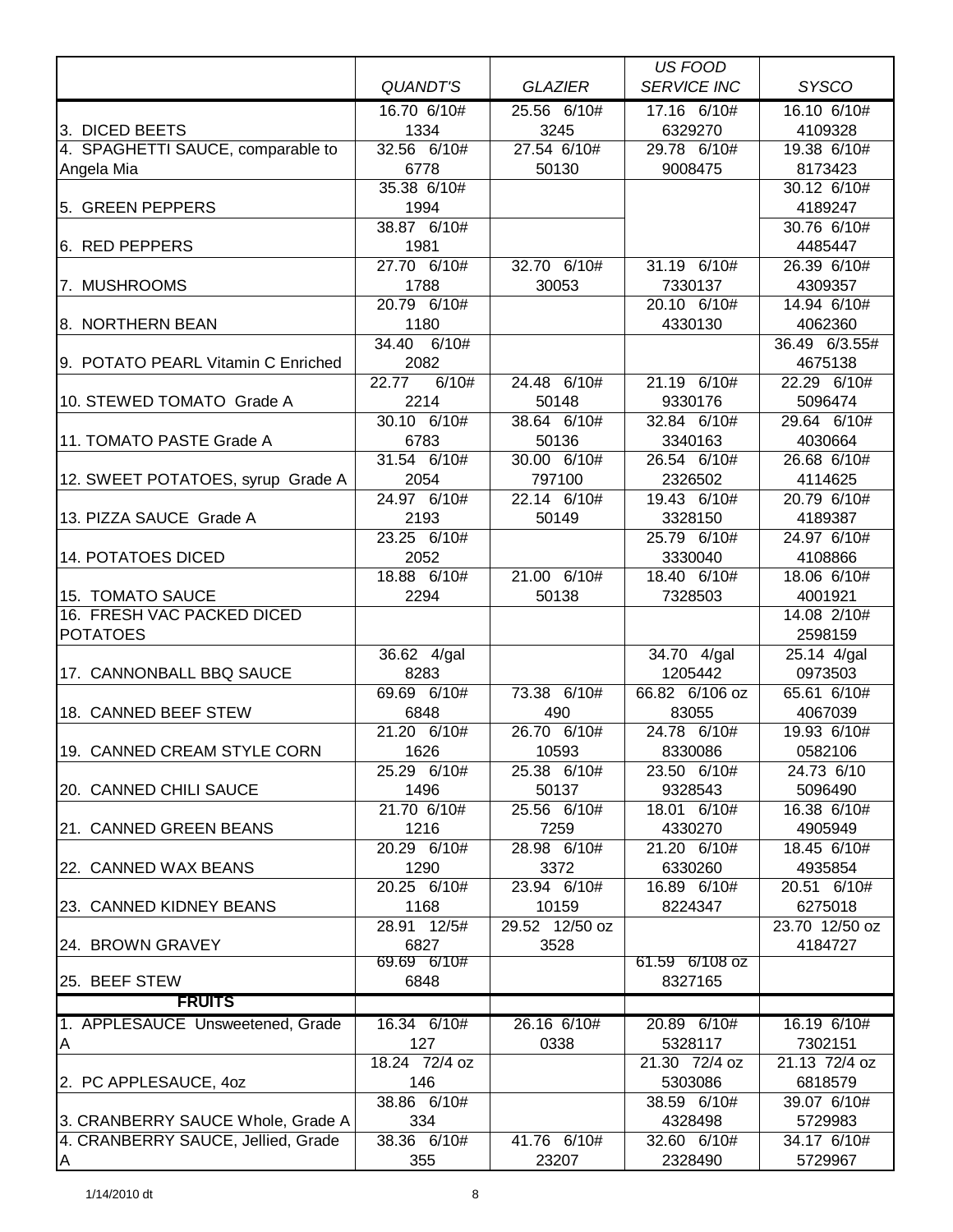| | *QUANDT'S* | *GLAZIER* | *US FOOD SERVICE INC* | *SYSCO* |
|---|---|---|---|---|
| 3. DICED BEETS | 16.70 6/10# 1334 | 25.56 6/10# 3245 | 17.16 6/10# 6329270 | 16.10 6/10# 4109328 |
| 4. SPAGHETTI SAUCE, comparable to Angela Mia | 32.56 6/10# 6778 | 27.54 6/10# 50130 | 29.78 6/10# 9008475 | 19.38 6/10# 8173423 |
| 5. GREEN PEPPERS | 35.38 6/10# 1994 | | | 30.12 6/10# 4189247 |
| 6. RED PEPPERS | 38.87 6/10# 1981 | | | 30.76 6/10# 4485447 |
| 7. MUSHROOMS | 27.70 6/10# 1788 | 32.70 6/10# 30053 | 31.19 6/10# 7330137 | 26.39 6/10# 4309357 |
| 8. NORTHERN BEAN | 20.79 6/10# 1180 | | 20.10 6/10# 4330130 | 14.94 6/10# 4062360 |
| 9. POTATO PEARL Vitamin C Enriched | 34.40 6/10# 2082 | | | 36.49 6/3.55# 4675138 |
| 10. STEWED TOMATO Grade A | 22.77 6/10# 2214 | 24.48 6/10# 50148 | 21.19 6/10# 9330176 | 22.29 6/10# 5096474 |
| 11. TOMATO PASTE Grade A | 30.10 6/10# 6783 | 38.64 6/10# 50136 | 32.84 6/10# 3340163 | 29.64 6/10# 4030664 |
| 12. SWEET POTATOES, syrup Grade A | 31.54 6/10# 2054 | 30.00 6/10# 797100 | 26.54 6/10# 2326502 | 26.68 6/10# 4114625 |
| 13. PIZZA SAUCE Grade A | 24.97 6/10# 2193 | 22.14 6/10# 50149 | 19.43 6/10# 3328150 | 20.79 6/10# 4189387 |
| 14. POTATOES DICED | 23.25 6/10# 2052 | | 25.79 6/10# 3330040 | 24.97 6/10# 4108866 |
| 15. TOMATO SAUCE | 18.88 6/10# 2294 | 21.00 6/10# 50138 | 18.40 6/10# 7328503 | 18.06 6/10# 4001921 |
| 16. FRESH VAC PACKED DICED POTATOES | | | | 14.08 2/10# 2598159 |
| 17. CANNONBALL BBQ SAUCE | 36.62 4/gal 8283 | | 34.70 4/gal 1205442 | 25.14 4/gal 0973503 |
| 18. CANNED BEEF STEW | 69.69 6/10# 6848 | 73.38 6/10# 490 | 66.82 6/106 oz 83055 | 65.61 6/10# 4067039 |
| 19. CANNED CREAM STYLE CORN | 21.20 6/10# 1626 | 26.70 6/10# 10593 | 24.78 6/10# 8330086 | 19.93 6/10# 0582106 |
| 20. CANNED CHILI SAUCE | 25.29 6/10# 1496 | 25.38 6/10# 50137 | 23.50 6/10# 9328543 | 24.73 6/10 5096490 |
| 21. CANNED GREEN BEANS | 21.70 6/10# 1216 | 25.56 6/10# 7259 | 18.01 6/10# 4330270 | 16.38 6/10# 4905949 |
| 22. CANNED WAX BEANS | 20.29 6/10# 1290 | 28.98 6/10# 3372 | 21.20 6/10# 6330260 | 18.45 6/10# 4935854 |
| 23. CANNED KIDNEY BEANS | 20.25 6/10# 1168 | 23.94 6/10# 10159 | 16.89 6/10# 8224347 | 20.51 6/10# 6275018 |
| 24. BROWN GRAVEY | 28.91 12/5# 6827 | 29.52 12/50 oz 3528 | | 23.70 12/50 oz 4184727 |
| 25. BEEF STEW | 69.69 6/10# 6848 | | 61.59 6/108 oz 8327165 | |
| **FRUITS** | | | | |
| 1. APPLESAUCE Unsweetened, Grade A | 16.34 6/10# 127 | 26.16 6/10# 0338 | 20.89 6/10# 5328117 | 16.19 6/10# 7302151 |
| 2. PC APPLESAUCE, 4oz | 18.24 72/4 oz 146 | | 21.30 72/4 oz 5303086 | 21.13 72/4 oz 6818579 |
| 3. CRANBERRY SAUCE Whole, Grade A | 38.86 6/10# 334 | | 38.59 6/10# 4328498 | 39.07 6/10# 5729983 |
| 4. CRANBERRY SAUCE, Jellied, Grade A | 38.36 6/10# 355 | 41.76 6/10# 23207 | 32.60 6/10# 2328490 | 34.17 6/10# 5729967 |

1/14/2010 dt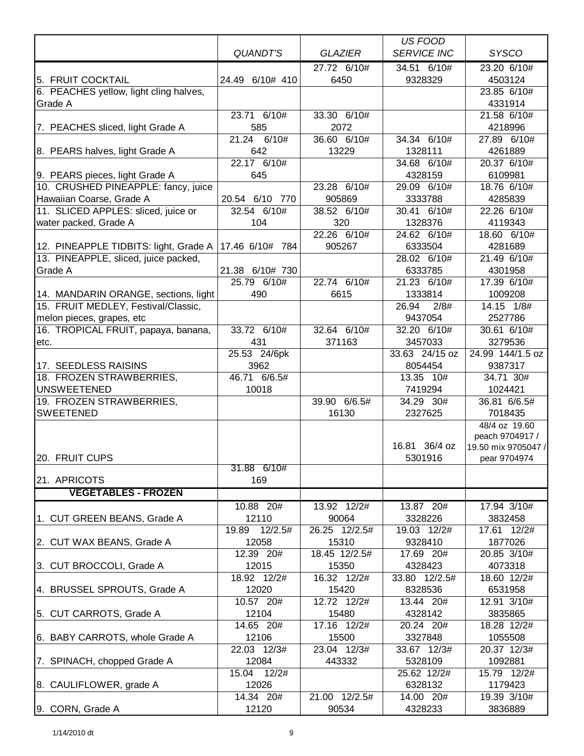| | QUANDT'S | GLAZIER | US FOOD SERVICE INC | SYSCO |
|---|---|---|---|---|
| 5. FRUIT COCKTAIL | 24.49 6/10# 410 | 27.72 6/10# 6450 | 34.51 6/10# 9328329 | 23.20 6/10# 4503124 |
| 6. PEACHES yellow, light cling halves, Grade A | | | | 23.85 6/10# 4331914 |
| 7. PEACHES sliced, light Grade A | 23.71 6/10# 585 | 33.30 6/10# 2072 | | 21.58 6/10# 4218996 |
| 8. PEARS halves, light Grade A | 21.24 6/10# 642 | 36.60 6/10# 13229 | 34.34 6/10# 1328111 | 27.89 6/10# 4261889 |
| 9. PEARS pieces, light Grade A | 22.17 6/10# 645 | | 34.68 6/10# 4328159 | 20.37 6/10# 6109981 |
| 10. CRUSHED PINEAPPLE: fancy, juice Hawaiian Coarse, Grade A | 20.54 6/10 770 | 23.28 6/10# 905869 | 29.09 6/10# 3333788 | 18.76 6/10# 4285839 |
| 11. SLICED APPLES: sliced, juice or water packed, Grade A | 32.54 6/10# 104 | 38.52 6/10# 320 | 30.41 6/10# 1328376 | 22.26 6/10# 4119343 |
| 12. PINEAPPLE TIDBITS: light, Grade A | 17.46 6/10# 784 | 22.26 6/10# 905267 | 24.62 6/10# 6333504 | 18.60 6/10# 4281689 |
| 13. PINEAPPLE, sliced, juice packed, Grade A | 21.38 6/10# 730 | | 28.02 6/10# 6333785 | 21.49 6/10# 4301958 |
| 14. MANDARIN ORANGE, sections, light | 25.79 6/10# 490 | 22.74 6/10# 6615 | 21.23 6/10# 1333814 | 17.39 6/10# 1009208 |
| 15. FRUIT MEDLEY, Festival/Classic, melon pieces, grapes, etc | | | 26.94 2/8# 9437054 | 14.15 1/8# 2527786 |
| 16. TROPICAL FRUIT, papaya, banana, etc. | 33.72 6/10# 431 | 32.64 6/10# 371163 | 32.20 6/10# 3457033 | 30.61 6/10# 3279536 |
| 17. SEEDLESS RAISINS | 25.53 24/6pk 3962 | | 33.63 24/15 oz 8054454 | 24.99 144/1.5 oz 9387317 |
| 18. FROZEN STRAWBERRIES, UNSWEETENED | 46.71 6/6.5# 10018 | | 13.35 10# 7419294 | 34.71 30# 1024421 |
| 19. FROZEN STRAWBERRIES, SWEETENED | | 39.90 6/6.5# 16130 | 34.29 30# 2327625 | 36.81 6/6.5# 7018435 |
| 20. FRUIT CUPS | | | 16.81 36/4 oz 5301916 | 48/4 oz 19.60 peach 9704917 / 19.50 mix 9705047 / pear 9704974 |
| 21. APRICOTS | 31.88 6/10# 169 | | | |
| **VEGETABLES - FROZEN** | | | | |
| 1. CUT GREEN BEANS, Grade A | 10.88 20# 12110 | 13.92 12/2# 90064 | 13.87 20# 3328226 | 17.94 3/10# 3832458 |
| 2. CUT WAX BEANS, Grade A | 19.89 12/2.5# 12058 | 26.25 12/2.5# 15310 | 19.03 12/2# 9328410 | 17.61 12/2# 1877026 |
| 3. CUT BROCCOLI, Grade A | 12.39 20# 12015 | 18.45 12/2.5# 15350 | 17.69 20# 4328423 | 20.85 3/10# 4073318 |
| 4. BRUSSEL SPROUTS, Grade A | 18.92 12/2# 12020 | 16.32 12/2# 15420 | 33.80 12/2.5# 8328536 | 18.60 12/2# 6531958 |
| 5. CUT CARROTS, Grade A | 10.57 20# 12104 | 12.72 12/2# 15480 | 13.44 20# 4328142 | 12.91 3/10# 3835865 |
| 6. BABY CARROTS, whole Grade A | 14.65 20# 12106 | 17.16 12/2# 15500 | 20.24 20# 3327848 | 18.28 12/2# 1055508 |
| 7. SPINACH, chopped Grade A | 22.03 12/3# 12084 | 23.04 12/3# 443332 | 33.67 12/3# 5328109 | 20.37 12/3# 1092881 |
| 8. CAULIFLOWER, grade A | 15.04 12/2# 12026 | | 25.62 12/2# 6328132 | 15.79 12/2# 1179423 |
| 9. CORN, Grade A | 14.34 20# 12120 | 21.00 12/2.5# 90534 | 14.00 20# 4328233 | 19.39 3/10# 3836889 |

1/14/2010 dt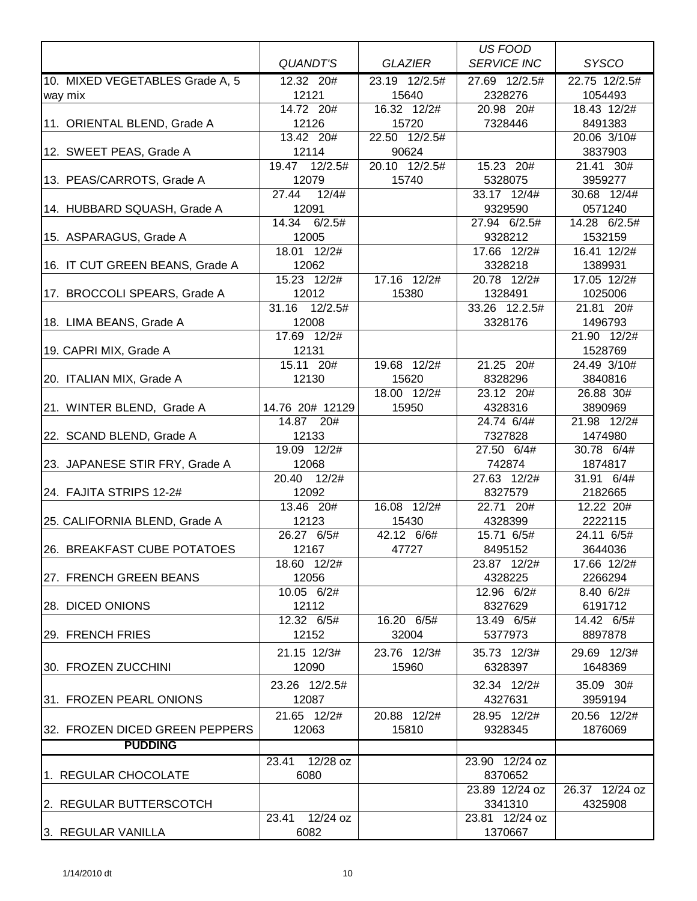| | *QUANDT'S* | *GLAZIER* | *US FOOD SERVICE INC* | *SYSCO* |
|---|---|---|---|---|
| 10. MIXED VEGETABLES Grade A, 5 way mix | 12.32 20# 12121 | 23.19 12/2.5# 15640 | 27.69 12/2.5# 2328276 | 22.75 12/2.5# 1054493 |
| 11. ORIENTAL BLEND, Grade A | 14.72 20# 12126 | 16.32 12/2# 15720 | 20.98 20# 7328446 | 18.43 12/2# 8491383 |
| 12. SWEET PEAS, Grade A | 13.42 20# 12114 | 22.50 12/2.5# 90624 | | 20.06 3/10# 3837903 |
| 13. PEAS/CARROTS, Grade A | 19.47 12/2.5# 12079 | 20.10 12/2.5# 15740 | 15.23 20# 5328075 | 21.41 30# 3959277 |
| 14. HUBBARD SQUASH, Grade A | 27.44 12/4# 12091 | | 33.17 12/4# 9329590 | 30.68 12/4# 0571240 |
| 15. ASPARAGUS, Grade A | 14.34 6/2.5# 12005 | | 27.94 6/2.5# 9328212 | 14.28 6/2.5# 1532159 |
| 16. IT CUT GREEN BEANS, Grade A | 18.01 12/2# 12062 | | 17.66 12/2# 3328218 | 16.41 12/2# 1389931 |
| 17. BROCCOLI SPEARS, Grade A | 15.23 12/2# 12012 | 17.16 12/2# 15380 | 20.78 12/2# 1328491 | 17.05 12/2# 1025006 |
| 18. LIMA BEANS, Grade A | 31.16 12/2.5# 12008 | | 33.26 12.2.5# 3328176 | 21.81 20# 1496793 |
| 19. CAPRI MIX, Grade A | 17.69 12/2# 12131 | | | 21.90 12/2# 1528769 |
| 20. ITALIAN MIX, Grade A | 15.11 20# 12130 | 19.68 12/2# 15620 | 21.25 20# 8328296 | 24.49 3/10# 3840816 |
| 21. WINTER BLEND, Grade A | 14.76 20# 12129 | 18.00 12/2# 15950 | 23.12 20# 4328316 | 26.88 30# 3890969 |
| 22. SCAND BLEND, Grade A | 14.87 20# 12133 | | 24.74 6/4# 7327828 | 21.98 12/2# 1474980 |
| 23. JAPANESE STIR FRY, Grade A | 19.09 12/2# 12068 | | 27.50 6/4# 742874 | 30.78 6/4# 1874817 |
| 24. FAJITA STRIPS 12-2# | 20.40 12/2# 12092 | | 27.63 12/2# 8327579 | 31.91 6/4# 2182665 |
| 25. CALIFORNIA BLEND, Grade A | 13.46 20# 12123 | 16.08 12/2# 15430 | 22.71 20# 4328399 | 12.22 20# 2222115 |
| 26. BREAKFAST CUBE POTATOES | 26.27 6/5# 12167 | 42.12 6/6# 47727 | 15.71 6/5# 8495152 | 24.11 6/5# 3644036 |
| 27. FRENCH GREEN BEANS | 18.60 12/2# 12056 | | 23.87 12/2# 4328225 | 17.66 12/2# 2266294 |
| 28. DICED ONIONS | 10.05 6/2# 12112 | | 12.96 6/2# 8327629 | 8.40 6/2# 6191712 |
| 29. FRENCH FRIES | 12.32 6/5# 12152 | 16.20 6/5# 32004 | 13.49 6/5# 5377973 | 14.42 6/5# 8897878 |
| 30. FROZEN ZUCCHINI | 21.15 12/3# 12090 | 23.76 12/3# 15960 | 35.73 12/3# 6328397 | 29.69 12/3# 1648369 |
| 31. FROZEN PEARL ONIONS | 23.26 12/2.5# 12087 | | 32.34 12/2# 4327631 | 35.09 30# 3959194 |
| 32. FROZEN DICED GREEN PEPPERS | 21.65 12/2# 12063 | 20.88 12/2# 15810 | 28.95 12/2# 9328345 | 20.56 12/2# 1876069 |
| **PUDDING** | | | | |
| 1. REGULAR CHOCOLATE | 23.41 12/28 oz 6080 | | 23.90 12/24 oz 8370652 | |
| 2. REGULAR BUTTERSCOTCH | | | 23.89 12/24 oz 3341310 | 26.37 12/24 oz 4325908 |
| 3. REGULAR VANILLA | 23.41 12/24 oz 6082 | | 23.81 12/24 oz 1370667 | |

1/14/2010 dt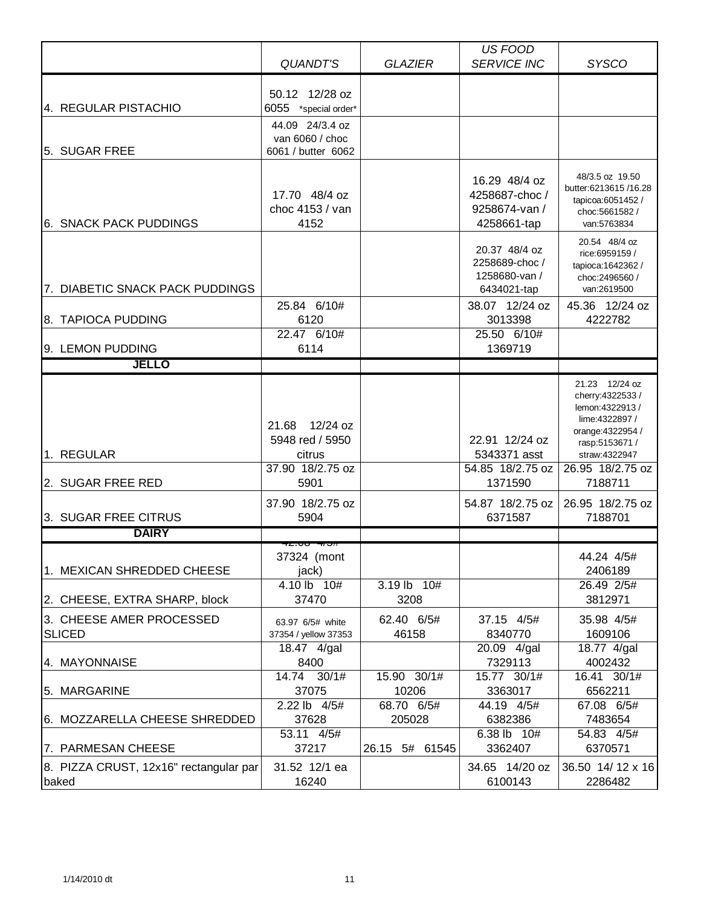| | *QUANDT'S* | *GLAZIER* | *US FOOD SERVICE INC* | *SYSCO* |
|---|---|---|---|---|
| 4. REGULAR PISTACHIO | 50.12 12/28 oz 6055 *special order* | | | |
| 5. SUGAR FREE | 44.09 24/3.4 oz van 6060 / choc 6061 / butter 6062 | | | |
| 6. SNACK PACK PUDDINGS | 17.70 48/4 oz choc 4153 / van 4152 | | 16.29 48/4 oz 4258687-choc / 9258674-van / 4258661-tap | 48/3.5 oz 19.50 butter:6213615 /16.28 tapicoa:6051452 / choc:5661582 / van:5763834 |
| 7. DIABETIC SNACK PACK PUDDINGS | | | 20.37 48/4 oz 2258689-choc / 1258680-van / 6434021-tap | 20.54 48/4 oz rice:6959159 / tapioca:1642362 / choc:2496560 / van:2619500 |
| 8. TAPIOCA PUDDING | 25.84 6/10# 6120 | | 38.07 12/24 oz 3013398 | 45.36 12/24 oz 4222782 |
| 9. LEMON PUDDING | 22.47 6/10# 6114 | | 25.50 6/10# 1369719 | |
| **JELLO** | | | | |
| 1. REGULAR | 21.68 12/24 oz 5948 red / 5950 citrus | | 22.91 12/24 oz 5343371 asst | 21.23 12/24 oz cherry:4322533 / lemon:4322913 / lime:4322897 / orange:4322954 / rasp:5153671 / straw:4322947 |
| 2. SUGAR FREE RED | 37.90 18/2.75 oz 5901 | | 54.85 18/2.75 oz 1371590 | 26.95 18/2.75 oz 7188711 |
| 3. SUGAR FREE CITRUS | 37.90 18/2.75 oz 5904 | | 54.87 18/2.75 oz 6371587 | 26.95 18/2.75 oz 7188701 |
| **DAIRY** | | | | |
| 1. MEXICAN SHREDDED CHEESE | 42.08 4/5# 37324 (mont jack) | | | 44.24 4/5# 2406189 |
| 2. CHEESE, EXTRA SHARP, block | 4.10 lb 10# 37470 | 3.19 lb 10# 3208 | | 26.49 2/5# 3812971 |
| 3. CHEESE AMER PROCESSED SLICED | 63.97 6/5# white 37354 / yellow 37353 | 62.40 6/5# 46158 | 37.15 4/5# 8340770 | 35.98 4/5# 1609106 |
| 4. MAYONNAISE | 18.47 4/gal 8400 | | 20.09 4/gal 7329113 | 18.77 4/gal 4002432 |
| 5. MARGARINE | 14.74 30/1# 37075 | 15.90 30/1# 10206 | 15.77 30/1# 3363017 | 16.41 30/1# 6562211 |
| 6. MOZZARELLA CHEESE SHREDDED | 2.22 lb 4/5# 37628 | 68.70 6/5# 205028 | 44.19 4/5# 6382386 | 67.08 6/5# 7483654 |
| 7. PARMESAN CHEESE | 53.11 4/5# 37217 | 26.15 5# 61545 | 6.38 lb 10# 3362407 | 54.83 4/5# 6370571 |
| 8. PIZZA CRUST, 12x16" rectangular par baked | 31.52 12/1 ea 16240 | | 34.65 14/20 oz 6100143 | 36.50 14/ 12 x 16 2286482 |

1/14/2010 dt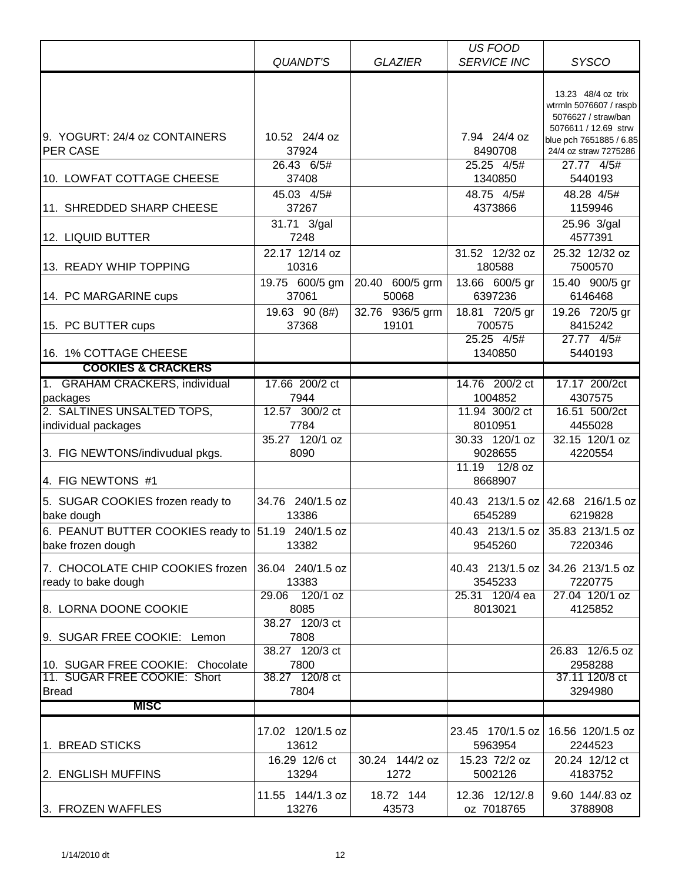| | *QUANDT'S* | *GLAZIER* | *US FOOD SERVICE INC* | *SYSCO* |
|---|---|---|---|---|
| 9. YOGURT: 24/4 oz CONTAINERS PER CASE | 10.52 24/4 oz 37924 | | 7.94 24/4 oz 8490708 | 13.23 48/4 oz trix wtrmln 5076607 / raspb 5076627 / straw/ban 5076611 / 12.69 strw blue pch 7651885 / 6.85 24/4 oz straw 7275286 |
| 10. LOWFAT COTTAGE CHEESE | 26.43 6/5# 37408 | | 25.25 4/5# 1340850 | 27.77 4/5# 5440193 |
| 11. SHREDDED SHARP CHEESE | 45.03 4/5# 37267 | | 48.75 4/5# 4373866 | 48.28 4/5# 1159946 |
| 12. LIQUID BUTTER | 31.71 3/gal 7248 | | | 25.96 3/gal 4577391 |
| 13. READY WHIP TOPPING | 22.17 12/14 oz 10316 | | 31.52 12/32 oz 180588 | 25.32 12/32 oz 7500570 |
| 14. PC MARGARINE cups | 19.75 600/5 gm 37061 | 20.40 600/5 grm 50068 | 13.66 600/5 gr 6397236 | 15.40 900/5 gr 6146468 |
| 15. PC BUTTER cups | 19.63 90 (8#) 37368 | 32.76 936/5 grm 19101 | 18.81 720/5 gr 700575 | 19.26 720/5 gr 8415242 |
| 16. 1% COTTAGE CHEESE | | | 25.25 4/5# 1340850 | 27.77 4/5# 5440193 |
| **COOKIES & CRACKERS** | | | | |
| 1. GRAHAM CRACKERS, individual packages | 17.66 200/2 ct 7944 | | 14.76 200/2 ct 1004852 | 17.17 200/2ct 4307575 |
| 2. SALTINES UNSALTED TOPS, individual packages | 12.57 300/2 ct 7784 | | 11.94 300/2 ct 8010951 | 16.51 500/2ct 4455028 |
| 3. FIG NEWTONS/indivudual pkgs. | 35.27 120/1 oz 8090 | | 30.33 120/1 oz 9028655 | 32.15 120/1 oz 4220554 |
| 4. FIG NEWTONS #1 | | | 11.19 12/8 oz 8668907 | |
| 5. SUGAR COOKIES frozen ready to bake dough | 34.76 240/1.5 oz 13386 | | 40.43 213/1.5 oz 6545289 | 42.68 216/1.5 oz 6219828 |
| 6. PEANUT BUTTER COOKIES ready to bake frozen dough | 51.19 240/1.5 oz 13382 | | 40.43 213/1.5 oz 9545260 | 35.83 213/1.5 oz 7220346 |
| 7. CHOCOLATE CHIP COOKIES frozen ready to bake dough | 36.04 240/1.5 oz 13383 | | 40.43 213/1.5 oz 3545233 | 34.26 213/1.5 oz 7220775 |
| 8. LORNA DOONE COOKIE | 29.06 120/1 oz 8085 | | 25.31 120/4 ea 8013021 | 27.04 120/1 oz 4125852 |
| 9. SUGAR FREE COOKIE: Lemon | 38.27 120/3 ct 7808 | | | |
| 10. SUGAR FREE COOKIE: Chocolate | 38.27 120/3 ct 7800 | | | 26.83 12/6.5 oz 2958288 |
| 11. SUGAR FREE COOKIE: Short Bread | 38.27 120/8 ct 7804 | | | 37.11 120/8 ct 3294980 |
| **MISC** | | | | |
| 1. BREAD STICKS | 17.02 120/1.5 oz 13612 | | 23.45 170/1.5 oz 5963954 | 16.56 120/1.5 oz 2244523 |
| 2. ENGLISH MUFFINS | 16.29 12/6 ct 13294 | 30.24 144/2 oz 1272 | 15.23 72/2 oz 5002126 | 20.24 12/12 ct 4183752 |
| 3. FROZEN WAFFLES | 11.55 144/1.3 oz 13276 | 18.72 144 43573 | 12.36 12/12/.8 oz 7018765 | 9.60 144/.83 oz 3788908 |

1/14/2010 dt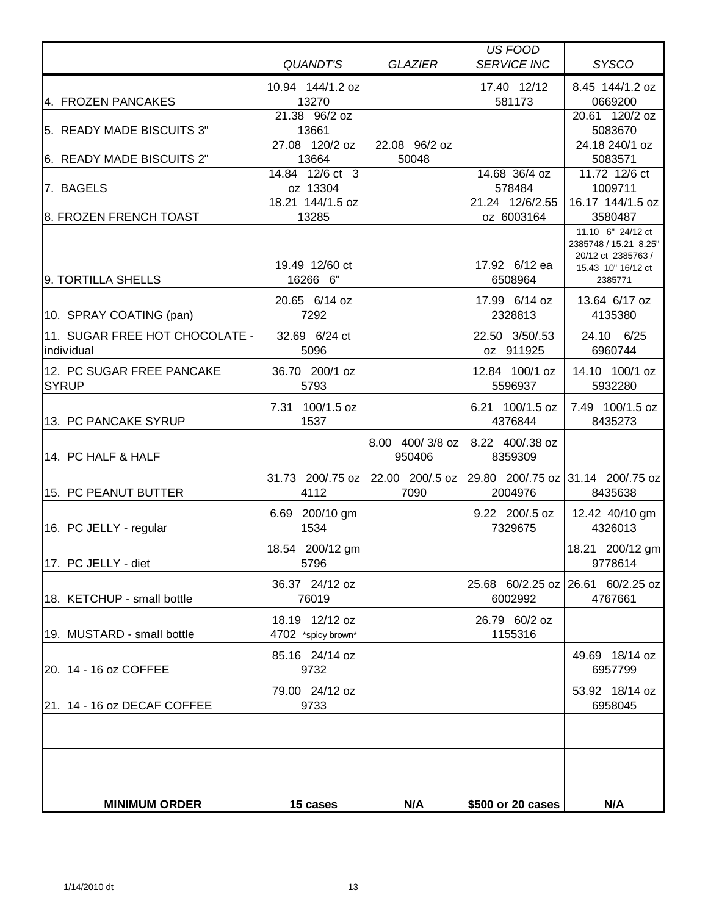| | *QUANDT'S* | *GLAZIER* | *US FOOD SERVICE INC* | *SYSCO* |
|---|---|---|---|---|
| 4. FROZEN PANCAKES | 10.94 144/1.2 oz 13270 | | 17.40 12/12 581173 | 8.45 144/1.2 oz 0669200 |
| 5. READY MADE BISCUITS 3" | 21.38 96/2 oz 13661 | | | 20.61 120/2 oz 5083670 |
| 6. READY MADE BISCUITS 2" | 27.08 120/2 oz 13664 | 22.08 96/2 oz 50048 | | 24.18 240/1 oz 5083571 |
| 7. BAGELS | 14.84 12/6 ct 3 oz 13304 | | 14.68 36/4 oz 578484 | 11.72 12/6 ct 1009711 |
| 8. FROZEN FRENCH TOAST | 18.21 144/1.5 oz 13285 | | 21.24 12/6/2.55 oz 6003164 | 16.17 144/1.5 oz 3580487 |
| 9. TORTILLA SHELLS | 19.49 12/60 ct 16266 6" | | 17.92 6/12 ea 6508964 | 11.10 6" 24/12 ct 2385748 / 15.21 8.25" 20/12 ct 2385763 / 15.43 10" 16/12 ct 2385771 |
| 10. SPRAY COATING (pan) | 20.65 6/14 oz 7292 | | 17.99 6/14 oz 2328813 | 13.64 6/17 oz 4135380 |
| 11. SUGAR FREE HOT CHOCOLATE - individual | 32.69 6/24 ct 5096 | | 22.50 3/50/.53 oz 911925 | 24.10 6/25 6960744 |
| 12. PC SUGAR FREE PANCAKE SYRUP | 36.70 200/1 oz 5793 | | 12.84 100/1 oz 5596937 | 14.10 100/1 oz 5932280 |
| 13. PC PANCAKE SYRUP | 7.31 100/1.5 oz 1537 | | 6.21 100/1.5 oz 4376844 | 7.49 100/1.5 oz 8435273 |
| 14. PC HALF & HALF | | 8.00 400/ 3/8 oz 950406 | 8.22 400/.38 oz 8359309 | |
| 15. PC PEANUT BUTTER | 31.73 200/.75 oz 4112 | 22.00 200/.5 oz 7090 | 29.80 200/.75 oz 2004976 | 31.14 200/.75 oz 8435638 |
| 16. PC JELLY - regular | 6.69 200/10 gm 1534 | | 9.22 200/.5 oz 7329675 | 12.42 40/10 gm 4326013 |
| 17. PC JELLY - diet | 18.54 200/12 gm 5796 | | | 18.21 200/12 gm 9778614 |
| 18. KETCHUP - small bottle | 36.37 24/12 oz 76019 | | 25.68 60/2.25 oz 6002992 | 26.61 60/2.25 oz 4767661 |
| 19. MUSTARD - small bottle | 18.19 12/12 oz 4702 *spicy brown* | | 26.79 60/2 oz 1155316 | |
| 20. 14 - 16 oz COFFEE | 85.16 24/14 oz 9732 | | | 49.69 18/14 oz 6957799 |
| 21. 14 - 16 oz DECAF COFFEE | 79.00 24/12 oz 9733 | | | 53.92 18/14 oz 6958045 |
| | | | | |
| | | | | |
| **MINIMUM ORDER** | **15 cases** | **N/A** | **$500 or 20 cases** | **N/A** |

1/14/2010 dt